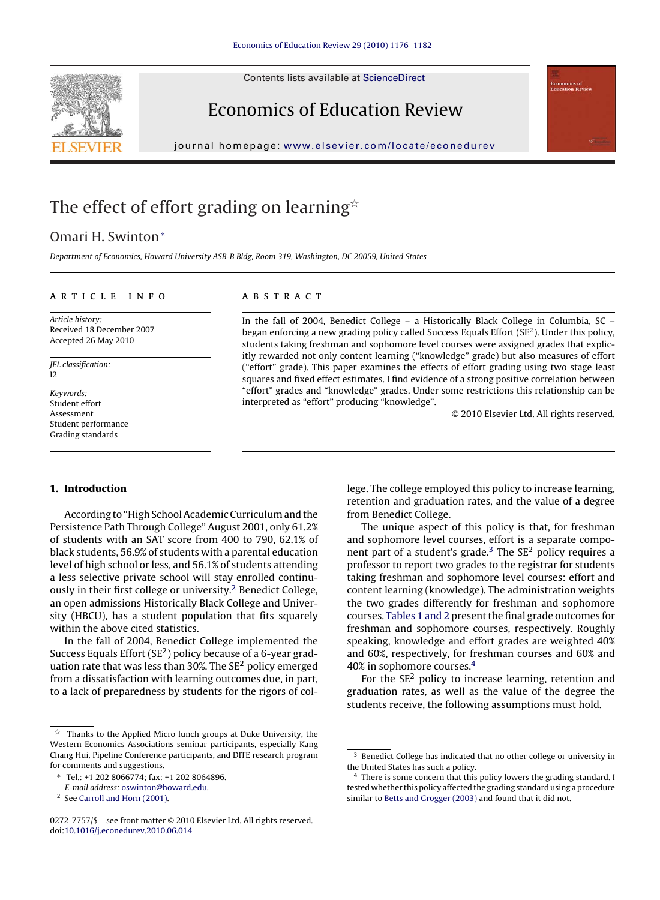# The effect of effort grading on learning☆

## Omari H. Swinton*

*Department of Economics, Howard University ASB-B Bldg, Room 319, Washington, DC 20059, United States*

---

**ARTICLE INFO**

*Article history:*
Received 18 December 2007
Accepted 26 May 2010

*JEL classification:*
I2

*Keywords:*
Student effort
Assessment
Student performance
Grading standards

**ABSTRACT**

In the fall of 2004, Benedict College – a Historically Black College in Columbia, SC – began enforcing a new grading policy called Success Equals Effort ($SE^2$). Under this policy, students taking freshman and sophomore level courses were assigned grades that explicitly rewarded not only content learning ("knowledge" grade) but also measures of effort ("effort" grade). This paper examines the effects of effort grading using two stage least squares and fixed effect estimates. I find evidence of a strong positive correlation between "effort" grades and "knowledge" grades. Under some restrictions this relationship can be interpreted as "effort" producing "knowledge".

© 2010 Elsevier Ltd. All rights reserved.

---

## 1. Introduction

According to "High School Academic Curriculum and the Persistence Path Through College" August 2001, only 61.2% of students with an SAT score from 400 to 790, 62.1% of black students, 56.9% of students with a parental education level of high school or less, and 56.1% of students attending a less selective private school will stay enrolled continuously in their first college or university.[2] Benedict College, an open admissions Historically Black College and University (HBCU), has a student population that fits squarely within the above cited statistics.

In the fall of 2004, Benedict College implemented the Success Equals Effort ($SE^2$) policy because of a 6-year graduation rate that was less than 30%. The $SE^2$ policy emerged from a dissatisfaction with learning outcomes due, in part, to a lack of preparedness by students for the rigors of college. The college employed this policy to increase learning, retention and graduation rates, and the value of a degree from Benedict College.

The unique aspect of this policy is that, for freshman and sophomore level courses, effort is a separate component part of a student's grade.[3] The $SE^2$ policy requires a professor to report two grades to the registrar for students taking freshman and sophomore level courses: effort and content learning (knowledge). The administration weights the two grades differently for freshman and sophomore courses. Tables 1 and 2 present the final grade outcomes for freshman and sophomore courses, respectively. Roughly speaking, knowledge and effort grades are weighted 40% and 60%, respectively, for freshman courses and 60% and 40% in sophomore courses.[4]

For the $SE^2$ policy to increase learning, retention and graduation rates, as well as the value of the degree the students receive, the following assumptions must hold.

---

☆ Thanks to the Applied Micro lunch groups at Duke University, the Western Economics Associations seminar participants, especially Kang Chang Hui, Pipeline Conference participants, and DITE research program for comments and suggestions.

\* Tel.: +1 202 8066774; fax: +1 202 8064896.
*E-mail address:* oswinton@howard.edu.

[2] See Carroll and Horn (2001).

[3] Benedict College has indicated that no other college or university in the United States has such a policy.

[4] There is some concern that this policy lowers the grading standard. I tested whether this policy affected the grading standard using a procedure similar to Betts and Grogger (2003) and found that it did not.

0272-7757/$ – see front matter © 2010 Elsevier Ltd. All rights reserved.
doi:10.1016/j.econedurev.2010.06.014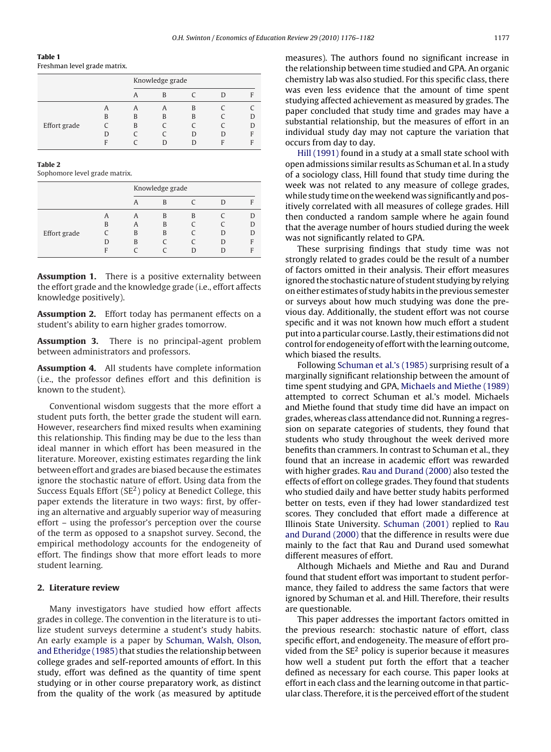**Table 1**
Freshman level grade matrix.

| | | Knowledge grade | | | | |
|---|---|---|---|---|---|---|
| | | A | B | C | D | F |
| Effort grade | A | A | A | B | C | C |
| | B | B | B | B | C | D |
| | C | B | C | C | C | D |
| | D | C | C | D | D | F |
| | F | C | D | D | F | F |

**Table 2**
Sophomore level grade matrix.

| | | Knowledge grade | | | | |
|---|---|---|---|---|---|---|
| | | A | B | C | D | F |
| Effort grade | A | A | B | B | C | D |
| | B | A | B | C | C | D |
| | C | B | B | C | D | D |
| | D | B | C | C | D | F |
| | F | C | C | D | D | F |

**Assumption 1.** There is a positive externality between the effort grade and the knowledge grade (i.e., effort affects knowledge positively).

**Assumption 2.** Effort today has permanent effects on a student's ability to earn higher grades tomorrow.

**Assumption 3.** There is no principal-agent problem between administrators and professors.

**Assumption 4.** All students have complete information (i.e., the professor defines effort and this definition is known to the student).

Conventional wisdom suggests that the more effort a student puts forth, the better grade the student will earn. However, researchers find mixed results when examining this relationship. This finding may be due to the less than ideal manner in which effort has been measured in the literature. Moreover, existing estimates regarding the link between effort and grades are biased because the estimates ignore the stochastic nature of effort. Using data from the Success Equals Effort ($SE^2$) policy at Benedict College, this paper extends the literature in two ways: first, by offering an alternative and arguably superior way of measuring effort – using the professor's perception over the course of the term as opposed to a snapshot survey. Second, the empirical methodology accounts for the endogeneity of effort. The findings show that more effort leads to more student learning.

## 2. Literature review

Many investigators have studied how effort affects grades in college. The convention in the literature is to utilize student surveys determine a student's study habits. An early example is a paper by Schuman, Walsh, Olson, and Etheridge (1985) that studies the relationship between college grades and self-reported amounts of effort. In this study, effort was defined as the quantity of time spent studying or in other course preparatory work, as distinct from the quality of the work (as measured by aptitude measures). The authors found no significant increase in the relationship between time studied and GPA. An organic chemistry lab was also studied. For this specific class, there was even less evidence that the amount of time spent studying affected achievement as measured by grades. The paper concluded that study time and grades may have a substantial relationship, but the measures of effort in an individual study day may not capture the variation that occurs from day to day.

Hill (1991) found in a study at a small state school with open admissions similar results as Schuman et al. In a study of a sociology class, Hill found that study time during the week was not related to any measure of college grades, while study time on the weekend was significantly and positively correlated with all measures of college grades. Hill then conducted a random sample where he again found that the average number of hours studied during the week was not significantly related to GPA.

These surprising findings that study time was not strongly related to grades could be the result of a number of factors omitted in their analysis. Their effort measures ignored the stochastic nature of student studying by relying on either estimates of study habits in the previous semester or surveys about how much studying was done the previous day. Additionally, the student effort was not course specific and it was not known how much effort a student put into a particular course. Lastly, their estimations did not control for endogeneity of effort with the learning outcome, which biased the results.

Following Schuman et al.'s (1985) surprising result of a marginally significant relationship between the amount of time spent studying and GPA, Michaels and Miethe (1989) attempted to correct Schuman et al.'s model. Michaels and Miethe found that study time did have an impact on grades, whereas class attendance did not. Running a regression on separate categories of students, they found that students who study throughout the week derived more benefits than crammers. In contrast to Schuman et al., they found that an increase in academic effort was rewarded with higher grades. Rau and Durand (2000) also tested the effects of effort on college grades. They found that students who studied daily and have better study habits performed better on tests, even if they had lower standardized test scores. They concluded that effort made a difference at Illinois State University. Schuman (2001) replied to Rau and Durand (2000) that the difference in results were due mainly to the fact that Rau and Durand used somewhat different measures of effort.

Although Michaels and Miethe and Rau and Durand found that student effort was important to student performance, they failed to address the same factors that were ignored by Schuman et al. and Hill. Therefore, their results are questionable.

This paper addresses the important factors omitted in the previous research: stochastic nature of effort, class specific effort, and endogeneity. The measure of effort provided from the $SE^2$ policy is superior because it measures how well a student put forth the effort that a teacher defined as necessary for each course. This paper looks at effort in each class and the learning outcome in that particular class. Therefore, it is the perceived effort of the student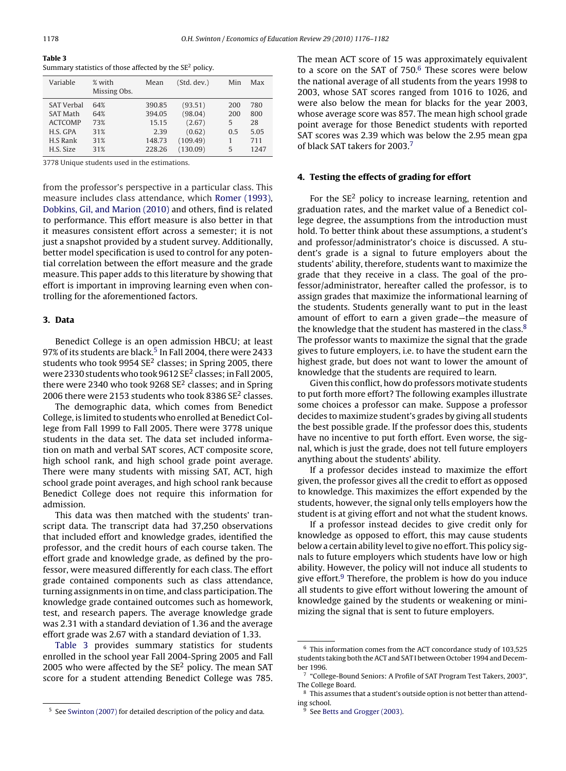**Table 3**
Summary statistics of those affected by the $SE^2$ policy.

| Variable | % with Missing Obs. | Mean | (Std. dev.) | Min | Max |
|---|---|---|---|---|---|
| SAT Verbal | 64% | 390.85 | (93.51) | 200 | 780 |
| SAT Math | 64% | 394.05 | (98.04) | 200 | 800 |
| ACTCOMP | 73% | 15.15 | (2.67) | 5 | 28 |
| H.S. GPA | 31% | 2.39 | (0.62) | 0.5 | 5.05 |
| H.S Rank | 31% | 148.73 | (109.49) | 1 | 711 |
| H.S. Size | 31% | 228.26 | (130.09) | 5 | 1247 |

3778 Unique students used in the estimations.

from the professor's perspective in a particular class. This measure includes class attendance, which Romer (1993), Dobkins, Gil, and Marion (2010) and others, find is related to performance. This effort measure is also better in that it measures consistent effort across a semester; it is not just a snapshot provided by a student survey. Additionally, better model specification is used to control for any potential correlation between the effort measure and the grade measure. This paper adds to this literature by showing that effort is important in improving learning even when controlling for the aforementioned factors.

## 3. Data

Benedict College is an open admission HBCU; at least 97% of its students are black.[5] In Fall 2004, there were 2433 students who took 9954 $SE^2$ classes; in Spring 2005, there were 2330 students who took 9612 $SE^2$ classes; in Fall 2005, there were 2340 who took 9268 $SE^2$ classes; and in Spring 2006 there were 2153 students who took 8386 $SE^2$ classes.

The demographic data, which comes from Benedict College, is limited to students who enrolled at Benedict College from Fall 1999 to Fall 2005. There were 3778 unique students in the data set. The data set included information on math and verbal SAT scores, ACT composite score, high school rank, and high school grade point average. There were many students with missing SAT, ACT, high school grade point averages, and high school rank because Benedict College does not require this information for admission.

This data was then matched with the students' transcript data. The transcript data had 37,250 observations that included effort and knowledge grades, identified the professor, and the credit hours of each course taken. The effort grade and knowledge grade, as defined by the professor, were measured differently for each class. The effort grade contained components such as class attendance, turning assignments in on time, and class participation. The knowledge grade contained outcomes such as homework, test, and research papers. The average knowledge grade was 2.31 with a standard deviation of 1.36 and the average effort grade was 2.67 with a standard deviation of 1.33.

Table 3 provides summary statistics for students enrolled in the school year Fall 2004-Spring 2005 and Fall 2005 who were affected by the $SE^2$ policy. The mean SAT score for a student attending Benedict College was 785. The mean ACT score of 15 was approximately equivalent to a score on the SAT of 750.[6] These scores were below the national average of all students from the years 1998 to 2003, whose SAT scores ranged from 1016 to 1026, and were also below the mean for blacks for the year 2003, whose average score was 857. The mean high school grade point average for those Benedict students with reported SAT scores was 2.39 which was below the 2.95 mean gpa of black SAT takers for 2003.[7]

## 4. Testing the effects of grading for effort

For the $SE^2$ policy to increase learning, retention and graduation rates, and the market value of a Benedict college degree, the assumptions from the introduction must hold. To better think about these assumptions, a student's and professor/administrator's choice is discussed. A student's grade is a signal to future employers about the students' ability, therefore, students want to maximize the grade that they receive in a class. The goal of the professor/administrator, hereafter called the professor, is to assign grades that maximize the informational learning of the students. Students generally want to put in the least amount of effort to earn a given grade—the measure of the knowledge that the student has mastered in the class.[8] The professor wants to maximize the signal that the grade gives to future employers, i.e. to have the student earn the highest grade, but does not want to lower the amount of knowledge that the students are required to learn.

Given this conflict, how do professors motivate students to put forth more effort? The following examples illustrate some choices a professor can make. Suppose a professor decides to maximize student's grades by giving all students the best possible grade. If the professor does this, students have no incentive to put forth effort. Even worse, the signal, which is just the grade, does not tell future employers anything about the students' ability.

If a professor decides instead to maximize the effort given, the professor gives all the credit to effort as opposed to knowledge. This maximizes the effort expended by the students, however, the signal only tells employers how the student is at giving effort and not what the student knows.

If a professor instead decides to give credit only for knowledge as opposed to effort, this may cause students below a certain ability level to give no effort. This policy signals to future employers which students have low or high ability. However, the policy will not induce all students to give effort.[9] Therefore, the problem is how do you induce all students to give effort without lowering the amount of knowledge gained by the students or weakening or minimizing the signal that is sent to future employers.

[5] See Swinton (2007) for detailed description of the policy and data.

[6] This information comes from the ACT concordance study of 103,525 students taking both the ACT and SAT I between October 1994 and December 1996.

[7] "College-Bound Seniors: A Profile of SAT Program Test Takers, 2003", The College Board.

[8] This assumes that a student's outside option is not better than attending school.

[9] See Betts and Grogger (2003).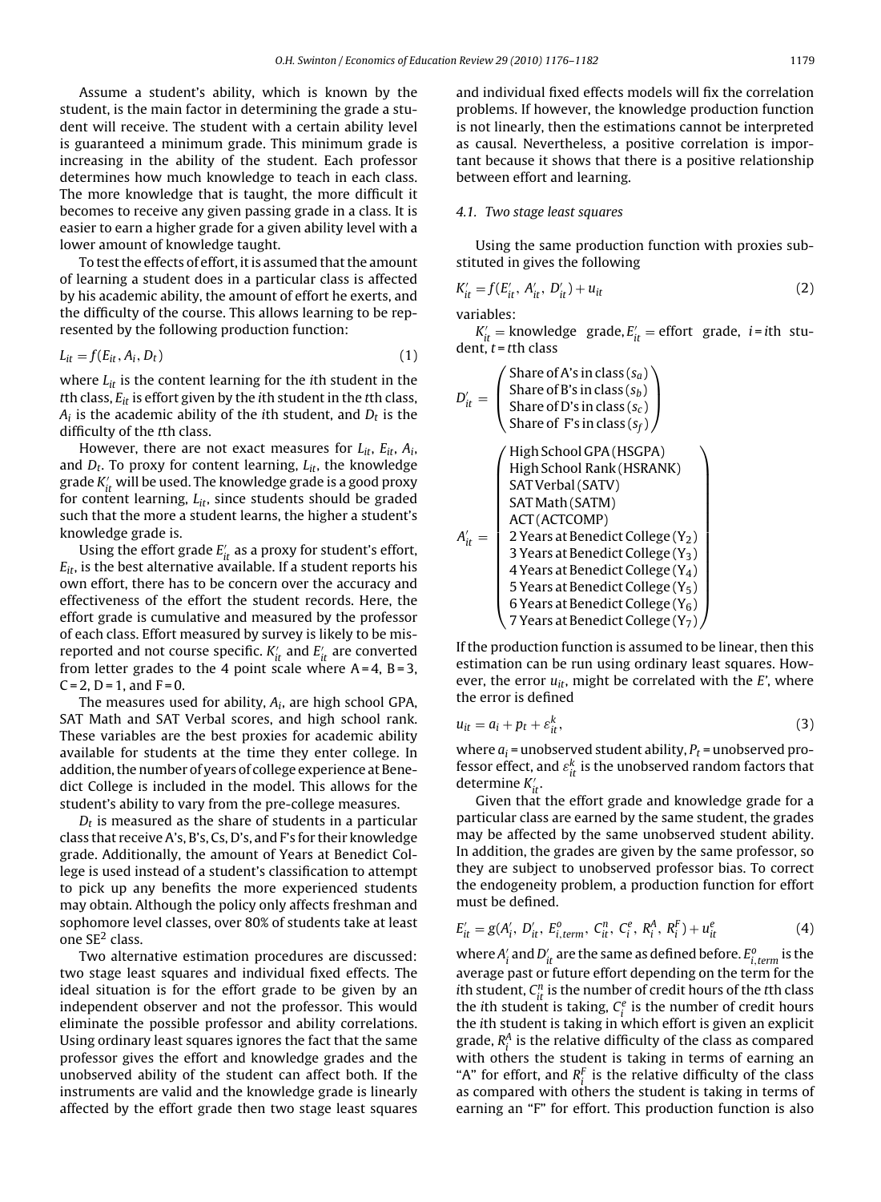Assume a student's ability, which is known by the student, is the main factor in determining the grade a student will receive. The student with a certain ability level is guaranteed a minimum grade. This minimum grade is increasing in the ability of the student. Each professor determines how much knowledge to teach in each class. The more knowledge that is taught, the more difficult it becomes to receive any given passing grade in a class. It is easier to earn a higher grade for a given ability level with a lower amount of knowledge taught.

To test the effects of effort, it is assumed that the amount of learning a student does in a particular class is affected by his academic ability, the amount of effort he exerts, and the difficulty of the course. This allows learning to be represented by the following production function:

$$L_{it} = f(E_{it}, A_i, D_t) \tag{1}$$

where $L_{it}$ is the content learning for the $i$th student in the $t$th class, $E_{it}$ is effort given by the $i$th student in the $t$th class, $A_i$ is the academic ability of the $i$th student, and $D_t$ is the difficulty of the $t$th class.

However, there are not exact measures for $L_{it}$, $E_{it}$, $A_i$, and $D_t$. To proxy for content learning, $L_{it}$, the knowledge grade $K'_{it}$ will be used. The knowledge grade is a good proxy for content learning, $L_{it}$, since students should be graded such that the more a student learns, the higher a student's knowledge grade is.

Using the effort grade $E'_{it}$ as a proxy for student's effort, $E_{it}$, is the best alternative available. If a student reports his own effort, there has to be concern over the accuracy and effectiveness of the effort the student records. Here, the effort grade is cumulative and measured by the professor of each class. Effort measured by survey is likely to be misreported and not course specific. $K'_{it}$ and $E'_{it}$ are converted from letter grades to the 4 point scale where A = 4, B = 3, C = 2, D = 1, and F = 0.

The measures used for ability, $A_i$, are high school GPA, SAT Math and SAT Verbal scores, and high school rank. These variables are the best proxies for academic ability available for students at the time they enter college. In addition, the number of years of college experience at Benedict College is included in the model. This allows for the student's ability to vary from the pre-college measures.

$D_t$ is measured as the share of students in a particular class that receive A's, B's, Cs, D's, and F's for their knowledge grade. Additionally, the amount of Years at Benedict College is used instead of a student's classification to attempt to pick up any benefits the more experienced students may obtain. Although the policy only affects freshman and sophomore level classes, over 80% of students take at least one SE[2] class.

Two alternative estimation procedures are discussed: two stage least squares and individual fixed effects. The ideal situation is for the effort grade to be given by an independent observer and not the professor. This would eliminate the possible professor and ability correlations. Using ordinary least squares ignores the fact that the same professor gives the effort and knowledge grades and the unobserved ability of the student can affect both. If the instruments are valid and the knowledge grade is linearly affected by the effort grade then two stage least squares and individual fixed effects models will fix the correlation problems. If however, the knowledge production function is not linearly, then the estimations cannot be interpreted as causal. Nevertheless, a positive correlation is important because it shows that there is a positive relationship between effort and learning.

### 4.1. Two stage least squares

Using the same production function with proxies substituted in gives the following

$$K'_{it} = f(E'_{it}, A'_{it}, D'_{it}) + u_{it} \tag{2}$$

variables:

$K'_{it}$ = knowledge grade, $E'_{it}$ = effort grade, $i$ = $i$th student, $t$ = $t$th class

$$D'_{it} = \begin{pmatrix} \text{Share of A's in class } (s_a) \\ \text{Share of B's in class } (s_b) \\ \text{Share of D's in class } (s_c) \\ \text{Share of F's in class } (s_f) \end{pmatrix}$$

$$A'_{it} = \begin{pmatrix} \text{High School GPA (HSGPA)} \\ \text{High School Rank (HSRANK)} \\ \text{SAT Verbal (SATV)} \\ \text{SAT Math (SATM)} \\ \text{ACT (ACTCOMP)} \\ \text{2 Years at Benedict College } (\text{Y}_2) \\ \text{3 Years at Benedict College } (\text{Y}_3) \\ \text{4 Years at Benedict College } (\text{Y}_4) \\ \text{5 Years at Benedict College } (\text{Y}_5) \\ \text{6 Years at Benedict College } (\text{Y}_6) \\ \text{7 Years at Benedict College } (\text{Y}_7) \end{pmatrix}$$

If the production function is assumed to be linear, then this estimation can be run using ordinary least squares. However, the error $u_{it}$, might be correlated with the $E'$, where the error is defined

$$u_{it} = a_i + p_t + \varepsilon^k_{it}, \tag{3}$$

where $a_i$ = unobserved student ability, $P_t$ = unobserved professor effect, and $\varepsilon^k_{it}$ is the unobserved random factors that determine $K'_{it}$.

Given that the effort grade and knowledge grade for a particular class are earned by the same student, the grades may be affected by the same unobserved student ability. In addition, the grades are given by the same professor, so they are subject to unobserved professor bias. To correct the endogeneity problem, a production function for effort must be defined.

$$E'_{it} = g(A'_i, D'_{it}, E^o_{i,term}, C^n_{it}, C^e_i, R^A_i, R^F_i) + u^e_{it} \tag{4}$$

where $A'_i$ and $D'_{it}$ are the same as defined before. $E^o_{i,term}$ is the average past or future effort depending on the term for the $i$th student, $C^n_{it}$ is the number of credit hours of the $t$th class the $i$th student is taking, $C^e_i$ is the number of credit hours the $i$th student is taking in which effort is given an explicit grade, $R^A_i$ is the relative difficulty of the class as compared with others the student is taking in terms of earning an "A" for effort, and $R^F_i$ is the relative difficulty of the class as compared with others the student is taking in terms of earning an "F" for effort. This production function is also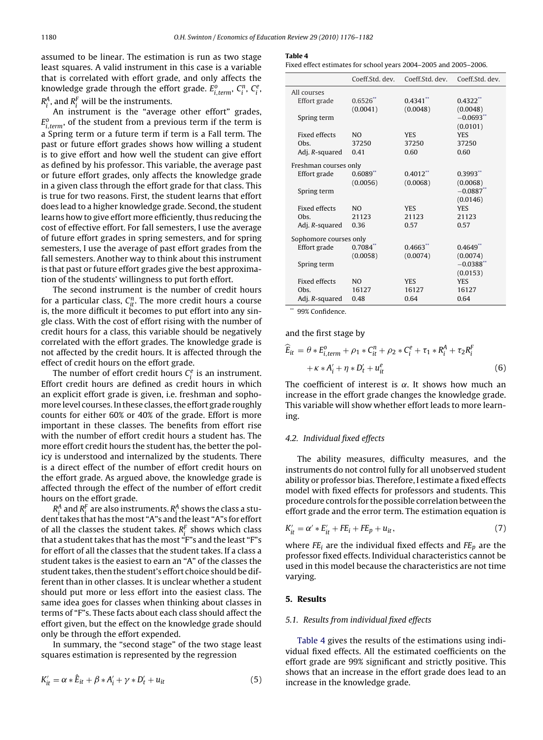assumed to be linear. The estimation is run as two stage least squares. A valid instrument in this case is a variable that is correlated with effort grade, and only affects the knowledge grade through the effort grade. $E^o_{i,term}$, $C^n_i$, $C^e_i$, $R^A_i$, and $R^F_i$ will be the instruments.

An instrument is the "average other effort" grades, $E^o_{i,term}$, of the student from a previous term if the term is a Spring term or a future term if term is a Fall term. The past or future effort grades shows how willing a student is to give effort and how well the student can give effort as defined by his professor. This variable, the average past or future effort grades, only affects the knowledge grade in a given class through the effort grade for that class. This is true for two reasons. First, the student learns that effort does lead to a higher knowledge grade. Second, the student learns how to give effort more efficiently, thus reducing the cost of effective effort. For fall semesters, I use the average of future effort grades in spring semesters, and for spring semesters, I use the average of past effort grades from the fall semesters. Another way to think about this instrument is that past or future effort grades give the best approximation of the students' willingness to put forth effort.

The second instrument is the number of credit hours for a particular class, $C^n_{it}$. The more credit hours a course is, the more difficult it becomes to put effort into any single class. With the cost of effort rising with the number of credit hours for a class, this variable should be negatively correlated with the effort grades. The knowledge grade is not affected by the credit hours. It is affected through the effect of credit hours on the effort grade.

The number of effort credit hours $C^e_i$ is an instrument. Effort credit hours are defined as credit hours in which an explicit effort grade is given, i.e. freshman and sophomore level courses. In these classes, the effort grade roughly counts for either 60% or 40% of the grade. Effort is more important in these classes. The benefits from effort rise with the number of effort credit hours a student has. The more effort credit hours the student has, the better the policy is understood and internalized by the students. There is a direct effect of the number of effort credit hours on the effort grade. As argued above, the knowledge grade is affected through the effect of the number of effort credit hours on the effort grade.

$R^A_i$ and $R^F_i$ are also instruments. $R^A_i$ shows the class a student takes that has the most "A"s and the least "A"s for effort of all the classes the student takes. $R^F_i$ shows which class that a student takes that has the most "F"s and the least "F"s for effort of all the classes that the student takes. If a class a student takes is the easiest to earn an "A" of the classes the student takes, then the student's effort choice should be different than in other classes. It is unclear whether a student should put more or less effort into the easiest class. The same idea goes for classes when thinking about classes in terms of "F"s. These facts about each class should affect the effort given, but the effect on the knowledge grade should only be through the effort expended.

In summary, the "second stage" of the two stage least squares estimation is represented by the regression

$$K'_{it} = \alpha * \hat{E}_{it} + \beta * A'_i + \gamma * D'_t + u_{it} \tag{5}$$

**Table 4**
Fixed effect estimates for school years 2004–2005 and 2005–2006.

| | Coeff.Std. dev. | Coeff.Std. dev. | Coeff.Std. dev. |
|---|---|---|---|
| All courses | | | |
| Effort grade | 0.6526** | 0.4341** | 0.4322** |
| | (0.0041) | (0.0048) | (0.0048) |
| Spring term | | | −0.0693** |
| | | | (0.0101) |
| Fixed effects | NO | YES | YES |
| Obs. | 37250 | 37250 | 37250 |
| Adj. $R$-squared | 0.41 | 0.60 | 0.60 |
| Freshman courses only | | | |
| Effort grade | 0.6089** | 0.4012** | 0.3993** |
| | (0.0056) | (0.0068) | (0.0068) |
| Spring term | | | −0.0887** |
| | | | (0.0146) |
| Fixed effects | NO | YES | YES |
| Obs. | 21123 | 21123 | 21123 |
| Adj. $R$-squared | 0.36 | 0.57 | 0.57 |
| Sophomore courses only | | | |
| Effort grade | 0.7084** | 0.4663** | 0.4649** |
| | (0.0058) | (0.0074) | (0.0074) |
| Spring term | | | −0.0388** |
| | | | (0.0153) |
| Fixed effects | NO | YES | YES |
| Obs. | 16127 | 16127 | 16127 |
| Adj. $R$-squared | 0.48 | 0.64 | 0.64 |

** 99% Confidence.

and the first stage by

$$\hat{E}_{it} = \theta * E^o_{i,term} + \rho_1 * C^n_{it} + \rho_2 * C^e_i + \tau_1 * R^A_i + \tau_2 R^F_i + \kappa * A'_i + \eta * D'_t + u^e_{it} \tag{6}$$

The coefficient of interest is $\alpha$. It shows how much an increase in the effort grade changes the knowledge grade. This variable will show whether effort leads to more learning.

### 4.2. Individual fixed effects

The ability measures, difficulty measures, and the instruments do not control fully for all unobserved student ability or professor bias. Therefore, I estimate a fixed effects model with fixed effects for professors and students. This procedure controls for the possible correlation between the effort grade and the error term. The estimation equation is

$$K'_{it} = \alpha' * E'_{it} + FE_i + FE_p + u_{it}, \tag{7}$$

where $FE_i$ are the individual fixed effects and $FE_p$ are the professor fixed effects. Individual characteristics cannot be used in this model because the characteristics are not time varying.

## 5. Results

### 5.1. Results from individual fixed effects

Table 4 gives the results of the estimations using individual fixed effects. All the estimated coefficients on the effort grade are 99% significant and strictly positive. This shows that an increase in the effort grade does lead to an increase in the knowledge grade.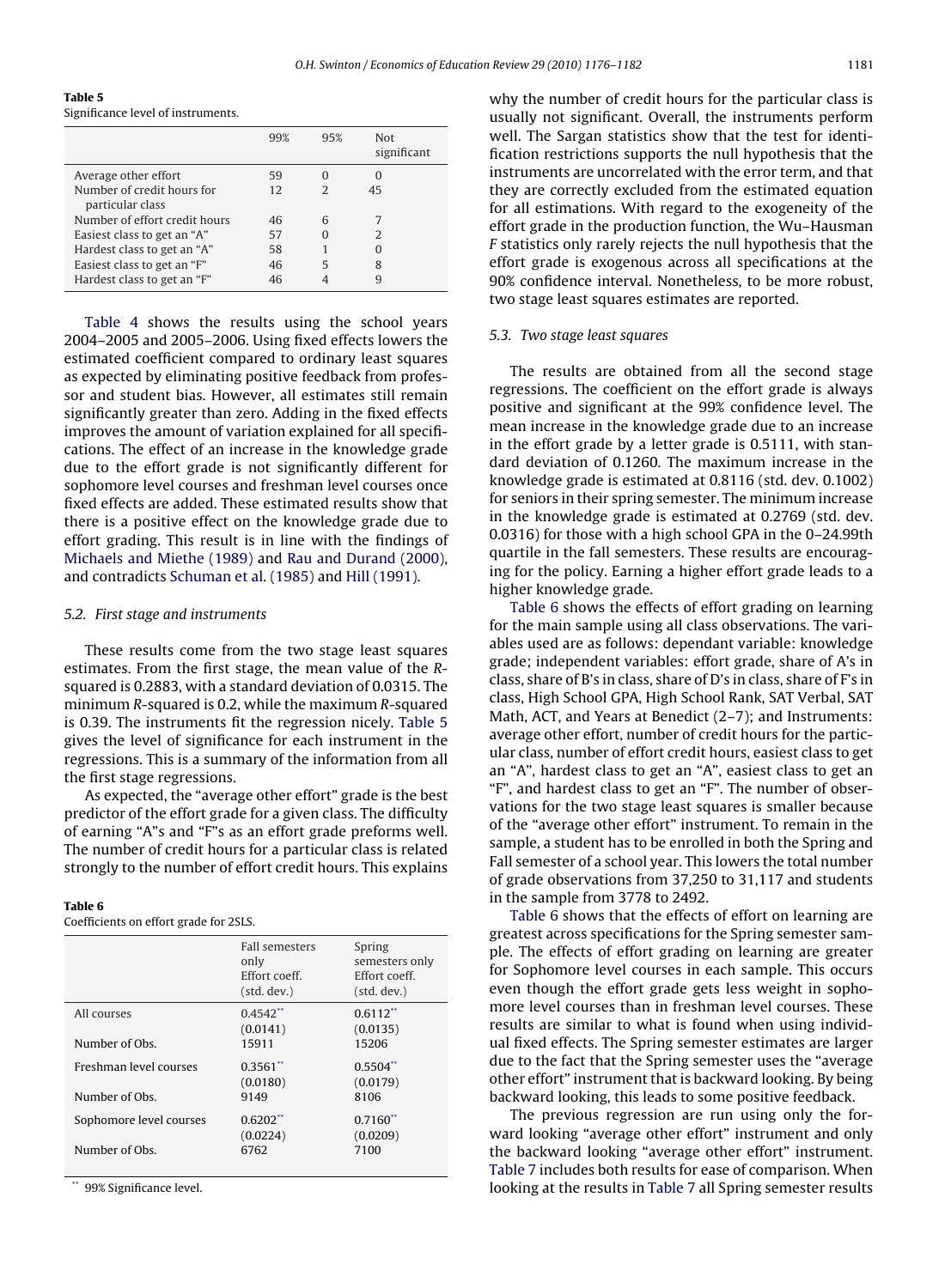**Table 5**
Significance level of instruments.

| | 99% | 95% | Not significant |
|---|---|---|---|
| Average other effort | 59 | 0 | 0 |
| Number of credit hours for particular class | 12 | 2 | 45 |
| Number of effort credit hours | 46 | 6 | 7 |
| Easiest class to get an "A" | 57 | 0 | 2 |
| Hardest class to get an "A" | 58 | 1 | 0 |
| Easiest class to get an "F" | 46 | 5 | 8 |
| Hardest class to get an "F" | 46 | 4 | 9 |

Table 4 shows the results using the school years 2004–2005 and 2005–2006. Using fixed effects lowers the estimated coefficient compared to ordinary least squares as expected by eliminating positive feedback from professor and student bias. However, all estimates still remain significantly greater than zero. Adding in the fixed effects improves the amount of variation explained for all specifications. The effect of an increase in the knowledge grade due to the effort grade is not significantly different for sophomore level courses and freshman level courses once fixed effects are added. These estimated results show that there is a positive effect on the knowledge grade due to effort grading. This result is in line with the findings of Michaels and Miethe (1989) and Rau and Durand (2000), and contradicts Schuman et al. (1985) and Hill (1991).

### 5.2. First stage and instruments

These results come from the two stage least squares estimates. From the first stage, the mean value of the $R$-squared is 0.2883, with a standard deviation of 0.0315. The minimum $R$-squared is 0.2, while the maximum $R$-squared is 0.39. The instruments fit the regression nicely. Table 5 gives the level of significance for each instrument in the regressions. This is a summary of the information from all the first stage regressions.

As expected, the "average other effort" grade is the best predictor of the effort grade for a given class. The difficulty of earning "A"s and "F"s as an effort grade preforms well. The number of credit hours for a particular class is related strongly to the number of effort credit hours. This explains why the number of credit hours for the particular class is usually not significant. Overall, the instruments perform well. The Sargan statistics show that the test for identification restrictions supports the null hypothesis that the instruments are uncorrelated with the error term, and that they are correctly excluded from the estimated equation for all estimations. With regard to the exogeneity of the effort grade in the production function, the Wu–Hausman $F$ statistics only rarely rejects the null hypothesis that the effort grade is exogenous across all specifications at the 90% confidence interval. Nonetheless, to be more robust, two stage least squares estimates are reported.

**Table 6**
Coefficients on effort grade for 2SLS.

| | Fall semesters only Effort coeff. (std. dev.) | Spring semesters only Effort coeff. (std. dev.) |
|---|---|---|
| All courses | 0.4542** (0.0141) | 0.6112** (0.0135) |
| Number of Obs. | 15911 | 15206 |
| Freshman level courses | 0.3561** (0.0180) | 0.5504** (0.0179) |
| Number of Obs. | 9149 | 8106 |
| Sophomore level courses | 0.6202** (0.0224) | 0.7160** (0.0209) |
| Number of Obs. | 6762 | 7100 |

** 99% Significance level.

### 5.3. Two stage least squares

The results are obtained from all the second stage regressions. The coefficient on the effort grade is always positive and significant at the 99% confidence level. The mean increase in the knowledge grade due to an increase in the effort grade by a letter grade is 0.5111, with standard deviation of 0.1260. The maximum increase in the knowledge grade is estimated at 0.8116 (std. dev. 0.1002) for seniors in their spring semester. The minimum increase in the knowledge grade is estimated at 0.2769 (std. dev. 0.0316) for those with a high school GPA in the 0–24.99th quartile in the fall semesters. These results are encouraging for the policy. Earning a higher effort grade leads to a higher knowledge grade.

Table 6 shows the effects of effort grading on learning for the main sample using all class observations. The variables used are as follows: dependant variable: knowledge grade; independent variables: effort grade, share of A's in class, share of B's in class, share of D's in class, share of F's in class, High School GPA, High School Rank, SAT Verbal, SAT Math, ACT, and Years at Benedict (2–7); and Instruments: average other effort, number of credit hours for the particular class, number of effort credit hours, easiest class to get an "A", hardest class to get an "A", easiest class to get an "F", and hardest class to get an "F". The number of observations for the two stage least squares is smaller because of the "average other effort" instrument. To remain in the sample, a student has to be enrolled in both the Spring and Fall semester of a school year. This lowers the total number of grade observations from 37,250 to 31,117 and students in the sample from 3778 to 2492.

Table 6 shows that the effects of effort on learning are greatest across specifications for the Spring semester sample. The effects of effort grading on learning are greater for Sophomore level courses in each sample. This occurs even though the effort grade gets less weight in sophomore level courses than in freshman level courses. These results are similar to what is found when using individual fixed effects. The Spring semester estimates are larger due to the fact that the Spring semester uses the "average other effort" instrument that is backward looking. By being backward looking, this leads to some positive feedback.

The previous regression are run using only the forward looking "average other effort" instrument and only the backward looking "average other effort" instrument. Table 7 includes both results for ease of comparison. When looking at the results in Table 7 all Spring semester results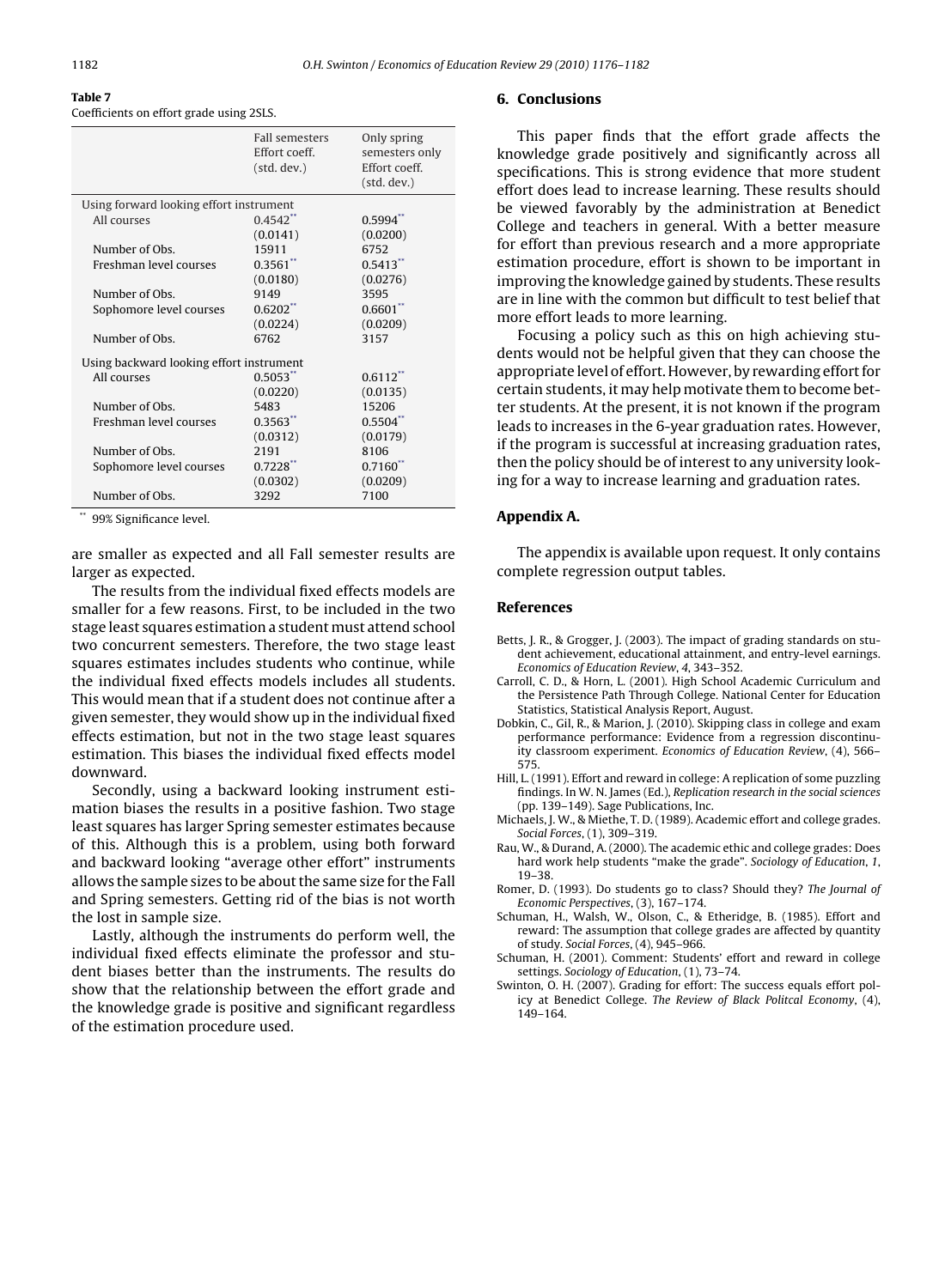**Table 7**
Coefficients on effort grade using 2SLS.

| | Fall semesters Effort coeff. (std. dev.) | Only spring semesters only Effort coeff. (std. dev.) |
|---|---|---|
| *Using forward looking effort instrument* | | |
| All courses | 0.4542** | 0.5994** |
| | (0.0141) | (0.0200) |
| Number of Obs. | 15911 | 6752 |
| Freshman level courses | 0.3561** | 0.5413** |
| | (0.0180) | (0.0276) |
| Number of Obs. | 9149 | 3595 |
| Sophomore level courses | 0.6202** | 0.6601** |
| | (0.0224) | (0.0209) |
| Number of Obs. | 6762 | 3157 |
| *Using backward looking effort instrument* | | |
| All courses | 0.5053** | 0.6112** |
| | (0.0220) | (0.0135) |
| Number of Obs. | 5483 | 15206 |
| Freshman level courses | 0.3563** | 0.5504** |
| | (0.0312) | (0.0179) |
| Number of Obs. | 2191 | 8106 |
| Sophomore level courses | 0.7228** | 0.7160** |
| | (0.0302) | (0.0209) |
| Number of Obs. | 3292 | 7100 |

** 99% Significance level.

are smaller as expected and all Fall semester results are larger as expected.

The results from the individual fixed effects models are smaller for a few reasons. First, to be included in the two stage least squares estimation a student must attend school two concurrent semesters. Therefore, the two stage least squares estimates includes students who continue, while the individual fixed effects models includes all students. This would mean that if a student does not continue after a given semester, they would show up in the individual fixed effects estimation, but not in the two stage least squares estimation. This biases the individual fixed effects model downward.

Secondly, using a backward looking instrument estimation biases the results in a positive fashion. Two stage least squares has larger Spring semester estimates because of this. Although this is a problem, using both forward and backward looking "average other effort" instruments allows the sample sizes to be about the same size for the Fall and Spring semesters. Getting rid of the bias is not worth the lost in sample size.

Lastly, although the instruments do perform well, the individual fixed effects eliminate the professor and student biases better than the instruments. The results do show that the relationship between the effort grade and the knowledge grade is positive and significant regardless of the estimation procedure used.

## 6. Conclusions

This paper finds that the effort grade affects the knowledge grade positively and significantly across all specifications. This is strong evidence that more student effort does lead to increase learning. These results should be viewed favorably by the administration at Benedict College and teachers in general. With a better measure for effort than previous research and a more appropriate estimation procedure, effort is shown to be important in improving the knowledge gained by students. These results are in line with the common but difficult to test belief that more effort leads to more learning.

Focusing a policy such as this on high achieving students would not be helpful given that they can choose the appropriate level of effort. However, by rewarding effort for certain students, it may help motivate them to become better students. At the present, it is not known if the program leads to increases in the 6-year graduation rates. However, if the program is successful at increasing graduation rates, then the policy should be of interest to any university looking for a way to increase learning and graduation rates.

## Appendix A.

The appendix is available upon request. It only contains complete regression output tables.

## References

Betts, J. R., & Grogger, J. (2003). The impact of grading standards on student achievement, educational attainment, and entry-level earnings. *Economics of Education Review*, *4*, 343–352.

Carroll, C. D., & Horn, L. (2001). High School Academic Curriculum and the Persistence Path Through College. National Center for Education Statistics, Statistical Analysis Report, August.

Dobkin, C., Gil, R., & Marion, J. (2010). Skipping class in college and exam performance performance: Evidence from a regression discontinuity classroom experiment. *Economics of Education Review*, (4), 566–575.

Hill, L. (1991). Effort and reward in college: A replication of some puzzling findings. In W. N. James (Ed.), *Replication research in the social sciences* (pp. 139–149). Sage Publications, Inc.

Michaels, J. W., & Miethe, T. D. (1989). Academic effort and college grades. *Social Forces*, (1), 309–319.

Rau, W., & Durand, A. (2000). The academic ethic and college grades: Does hard work help students "make the grade". *Sociology of Education*, *1*, 19–38.

Romer, D. (1993). Do students go to class? Should they? *The Journal of Economic Perspectives*, (3), 167–174.

Schuman, H., Walsh, W., Olson, C., & Etheridge, B. (1985). Effort and reward: The assumption that college grades are affected by quantity of study. *Social Forces*, (4), 945–966.

Schuman, H. (2001). Comment: Students' effort and reward in college settings. *Sociology of Education*, (1), 73–74.

Swinton, O. H. (2007). Grading for effort: The success equals effort policy at Benedict College. *The Review of Black Politcal Economy*, (4), 149–164.